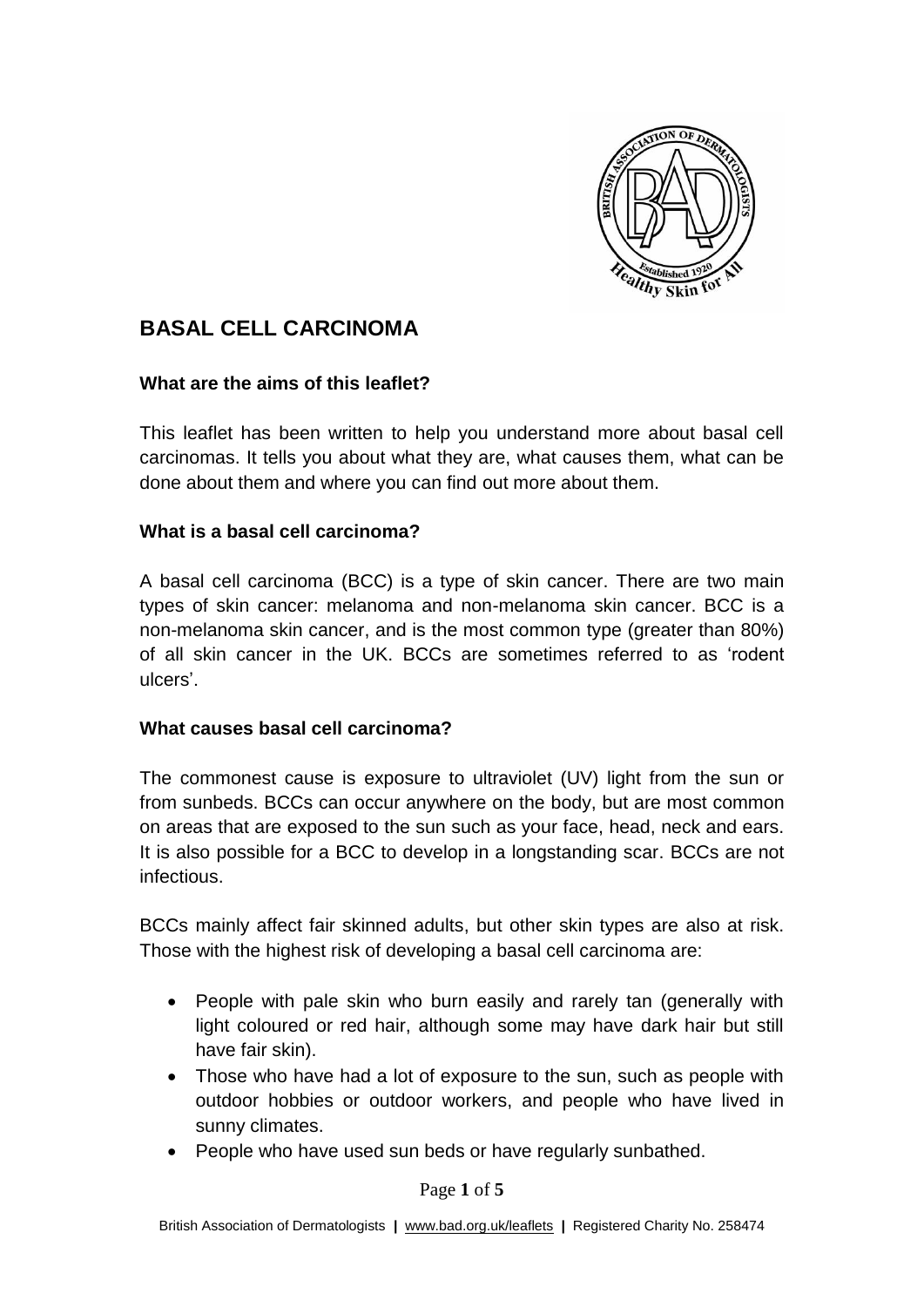# BASAL CELL CARCINOMA

### What are the aims of this leaflet?

This leaflet has been written to help you understand more about basal cell carcinomas. It tells you about what they are, what causes them, what can be done about them and where you can find out more about them.

### What is a basal cell carcinoma?

A basal cell carcinoma (BCC) is a type of skin cancer. There are two main types of skin cancer: melanoma and non-melanoma skin cancer. BCC is a non-melanoma skin cancer, and is the most common type (greater than 80%) of all skin cancer in the UK. BCCs are sometimes referred to as 'rodent ulcers'.

### What causes basal cell carcinoma?

The commonest cause is exposure to ultraviolet (UV) light from the sun or from sunbeds. BCCs can occur anywhere on the body, but are most common on areas that are exposed to the sun such as your face, head, neck and ears. It is also possible for a BCC to develop in a longstanding scar. BCCs are not infectious.

BCCs mainly affect fair skinned adults, but other skin types are also at risk. Those with the highest risk of developing a basal cell carcinoma are:

- People with pale skin who burn easily and rarely tan (generally with light coloured or red hair, although some may have dark hair but still have fair skin).
- Those who have had a lot of exposure to the sun, such as people with outdoor hobbies or outdoor workers, and people who have lived in sunny climates.
- People who have used sun beds or have regularly sunbathed.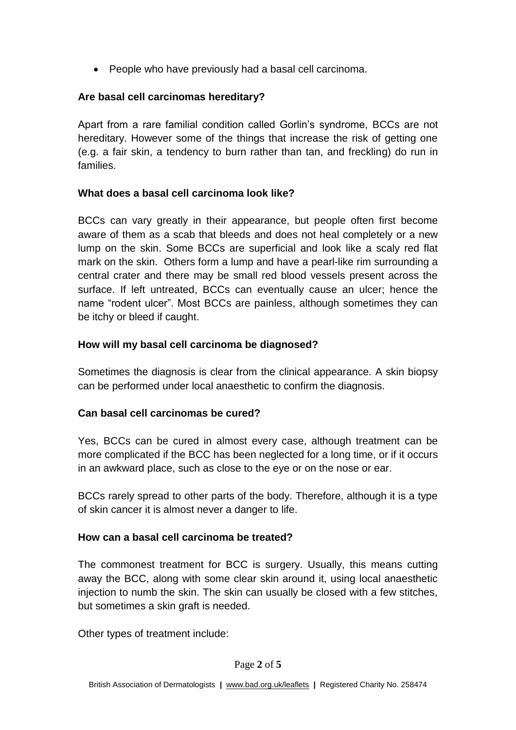- People who have previously had a basal cell carcinoma.

**Are basal cell carcinomas hereditary?**

Apart from a rare familial condition called Gorlin's syndrome, BCCs are not hereditary. However some of the things that increase the risk of getting one (e.g. a fair skin, a tendency to burn rather than tan, and freckling) do run in families.

**What does a basal cell carcinoma look like?**

BCCs can vary greatly in their appearance, but people often first become aware of them as a scab that bleeds and does not heal completely or a new lump on the skin. Some BCCs are superficial and look like a scaly red flat mark on the skin. Others form a lump and have a pearl-like rim surrounding a central crater and there may be small red blood vessels present across the surface. If left untreated, BCCs can eventually cause an ulcer; hence the name "rodent ulcer". Most BCCs are painless, although sometimes they can be itchy or bleed if caught.

**How will my basal cell carcinoma be diagnosed?**

Sometimes the diagnosis is clear from the clinical appearance. A skin biopsy can be performed under local anaesthetic to confirm the diagnosis.

**Can basal cell carcinomas be cured?**

Yes, BCCs can be cured in almost every case, although treatment can be more complicated if the BCC has been neglected for a long time, or if it occurs in an awkward place, such as close to the eye or on the nose or ear.

BCCs rarely spread to other parts of the body. Therefore, although it is a type of skin cancer it is almost never a danger to life.

**How can a basal cell carcinoma be treated?**

The commonest treatment for BCC is surgery. Usually, this means cutting away the BCC, along with some clear skin around it, using local anaesthetic injection to numb the skin. The skin can usually be closed with a few stitches, but sometimes a skin graft is needed.

Other types of treatment include: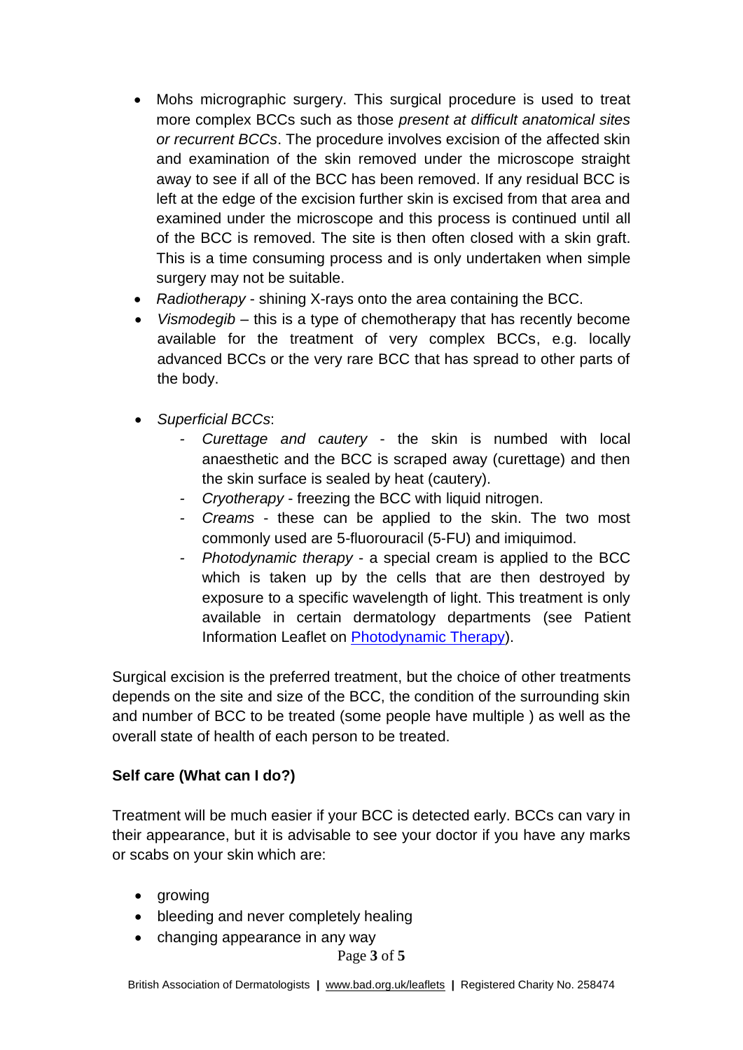- Mohs micrographic surgery. This surgical procedure is used to treat more complex BCCs such as those *present at difficult anatomical sites or recurrent BCCs*. The procedure involves excision of the affected skin and examination of the skin removed under the microscope straight away to see if all of the BCC has been removed. If any residual BCC is left at the edge of the excision further skin is excised from that area and examined under the microscope and this process is continued until all of the BCC is removed. The site is then often closed with a skin graft. This is a time consuming process and is only undertaken when simple surgery may not be suitable.
- *Radiotherapy* - shining X-rays onto the area containing the BCC.
- *Vismodegib* – this is a type of chemotherapy that has recently become available for the treatment of very complex BCCs, e.g. locally advanced BCCs or the very rare BCC that has spread to other parts of the body.

- *Superficial BCCs*:
  - *Curettage and cautery* - the skin is numbed with local anaesthetic and the BCC is scraped away (curettage) and then the skin surface is sealed by heat (cautery).
  - *Cryotherapy* - freezing the BCC with liquid nitrogen.
  - *Creams* - these can be applied to the skin. The two most commonly used are 5-fluorouracil (5-FU) and imiquimod.
  - *Photodynamic therapy* - a special cream is applied to the BCC which is taken up by the cells that are then destroyed by exposure to a specific wavelength of light. This treatment is only available in certain dermatology departments (see Patient Information Leaflet on [Photodynamic Therapy]).

Surgical excision is the preferred treatment, but the choice of other treatments depends on the site and size of the BCC, the condition of the surrounding skin and number of BCC to be treated (some people have multiple ) as well as the overall state of health of each person to be treated.

**Self care (What can I do?)**

Treatment will be much easier if your BCC is detected early. BCCs can vary in their appearance, but it is advisable to see your doctor if you have any marks or scabs on your skin which are:

- growing
- bleeding and never completely healing
- changing appearance in any way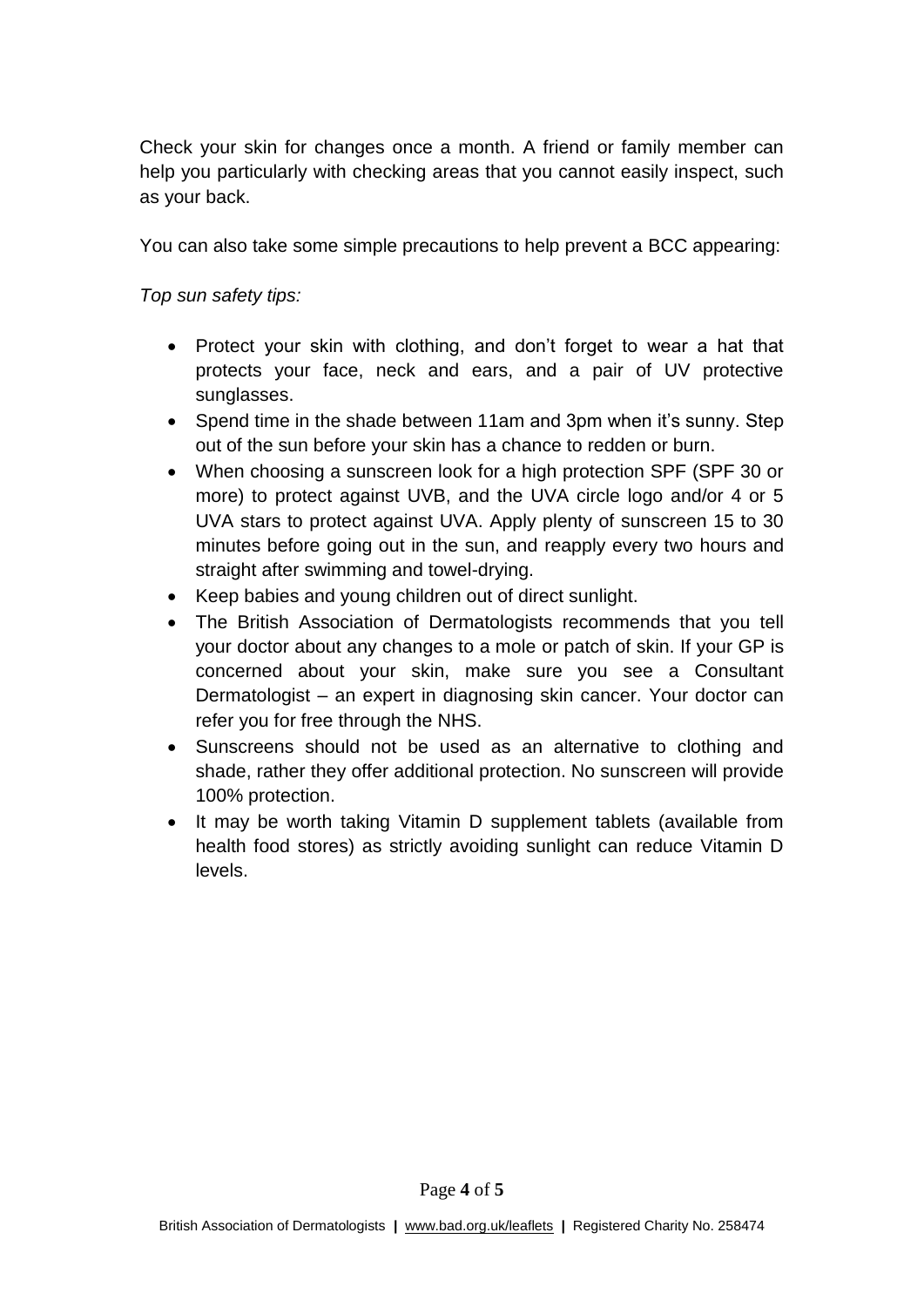Check your skin for changes once a month. A friend or family member can help you particularly with checking areas that you cannot easily inspect, such as your back.

You can also take some simple precautions to help prevent a BCC appearing:

*Top sun safety tips:*

- Protect your skin with clothing, and don't forget to wear a hat that protects your face, neck and ears, and a pair of UV protective sunglasses.
- Spend time in the shade between 11am and 3pm when it's sunny. Step out of the sun before your skin has a chance to redden or burn.
- When choosing a sunscreen look for a high protection SPF (SPF 30 or more) to protect against UVB, and the UVA circle logo and/or 4 or 5 UVA stars to protect against UVA. Apply plenty of sunscreen 15 to 30 minutes before going out in the sun, and reapply every two hours and straight after swimming and towel-drying.
- Keep babies and young children out of direct sunlight.
- The British Association of Dermatologists recommends that you tell your doctor about any changes to a mole or patch of skin. If your GP is concerned about your skin, make sure you see a Consultant Dermatologist – an expert in diagnosing skin cancer. Your doctor can refer you for free through the NHS.
- Sunscreens should not be used as an alternative to clothing and shade, rather they offer additional protection. No sunscreen will provide 100% protection.
- It may be worth taking Vitamin D supplement tablets (available from health food stores) as strictly avoiding sunlight can reduce Vitamin D levels.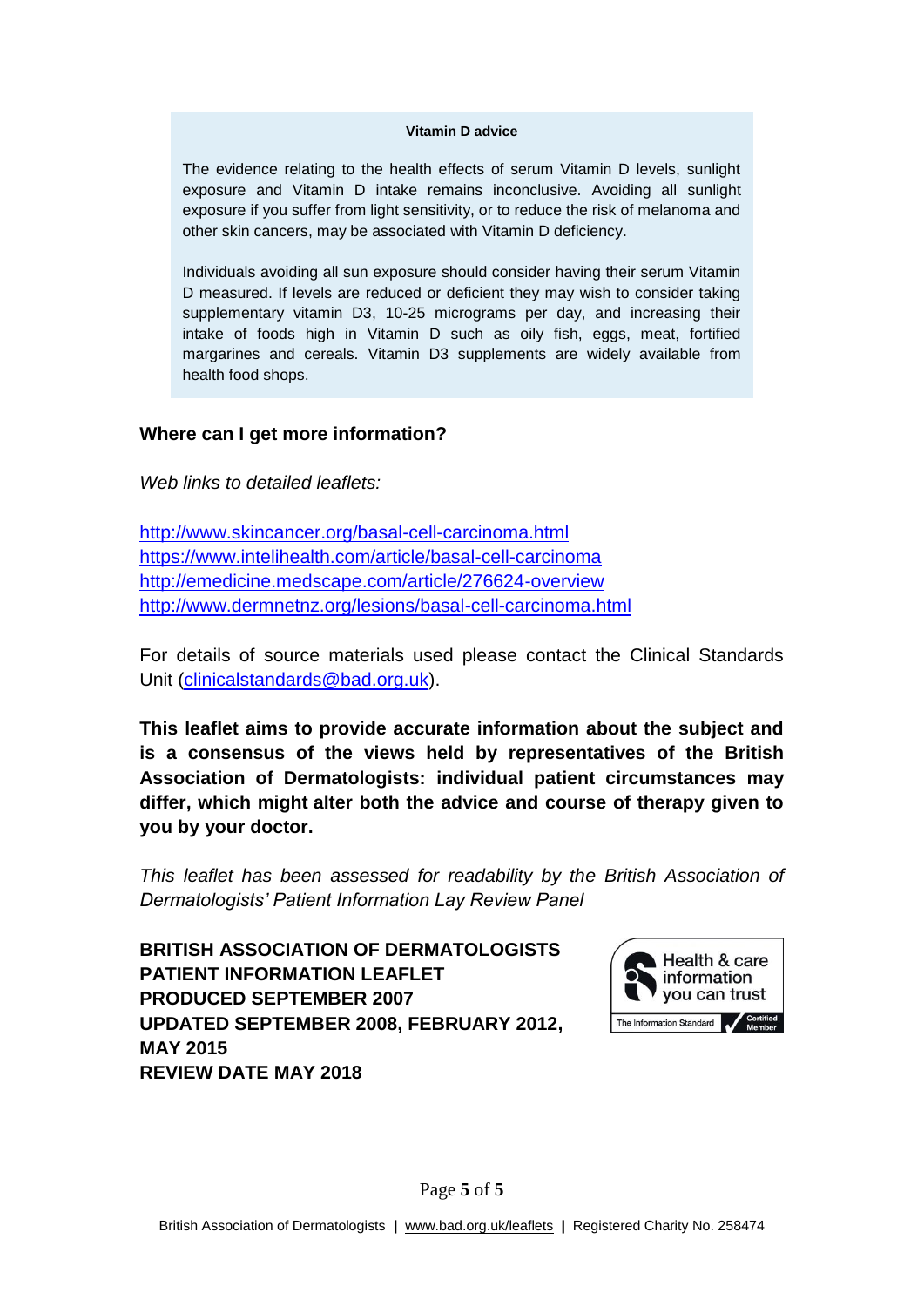**Vitamin D advice**

The evidence relating to the health effects of serum Vitamin D levels, sunlight exposure and Vitamin D intake remains inconclusive. Avoiding all sunlight exposure if you suffer from light sensitivity, or to reduce the risk of melanoma and other skin cancers, may be associated with Vitamin D deficiency.

Individuals avoiding all sun exposure should consider having their serum Vitamin D measured. If levels are reduced or deficient they may wish to consider taking supplementary vitamin D3, 10-25 micrograms per day, and increasing their intake of foods high in Vitamin D such as oily fish, eggs, meat, fortified margarines and cereals. Vitamin D3 supplements are widely available from health food shops.

## Where can I get more information?

*Web links to detailed leaflets:*

http://www.skincancer.org/basal-cell-carcinoma.html
https://www.intelihealth.com/article/basal-cell-carcinoma
http://emedicine.medscape.com/article/276624-overview
http://www.dermnetnz.org/lesions/basal-cell-carcinoma.html

For details of source materials used please contact the Clinical Standards Unit (clinicalstandards@bad.org.uk).

**This leaflet aims to provide accurate information about the subject and is a consensus of the views held by representatives of the British Association of Dermatologists: individual patient circumstances may differ, which might alter both the advice and course of therapy given to you by your doctor.**

*This leaflet has been assessed for readability by the British Association of Dermatologists' Patient Information Lay Review Panel*

**BRITISH ASSOCIATION OF DERMATOLOGISTS**
**PATIENT INFORMATION LEAFLET**
**PRODUCED SEPTEMBER 2007**
**UPDATED SEPTEMBER 2008, FEBRUARY 2012, MAY 2015**
**REVIEW DATE MAY 2018**

Health & care information you can trust
The Information Standard Certified Member